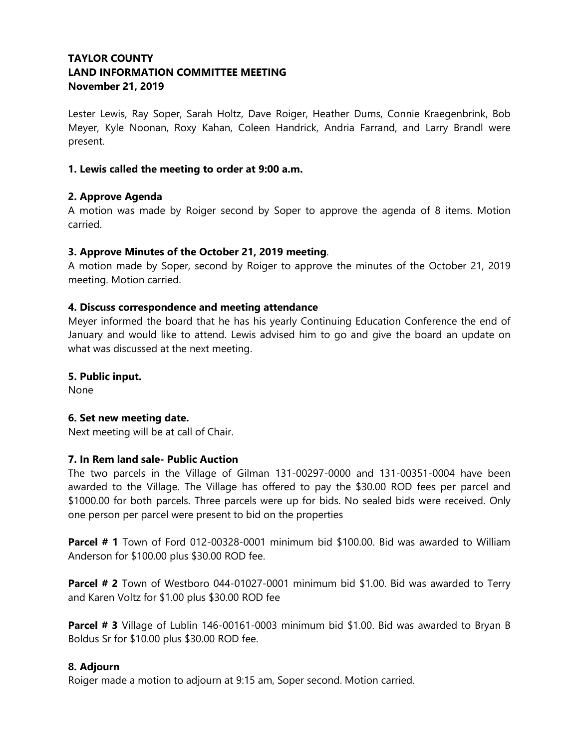**TAYLOR COUNTY**
**LAND INFORMATION COMMITTEE MEETING**
**November 21, 2019**

Lester Lewis, Ray Soper, Sarah Holtz, Dave Roiger, Heather Dums, Connie Kraegenbrink, Bob Meyer, Kyle Noonan, Roxy Kahan, Coleen Handrick, Andria Farrand, and Larry Brandl were present.

**1. Lewis called the meeting to order at 9:00 a.m.**

**2. Approve Agenda**

A motion was made by Roiger second by Soper to approve the agenda of 8 items. Motion carried.

**3. Approve Minutes of the October 21, 2019 meeting**.

A motion made by Soper, second by Roiger to approve the minutes of the October 21, 2019 meeting. Motion carried.

**4. Discuss correspondence and meeting attendance**

Meyer informed the board that he has his yearly Continuing Education Conference the end of January and would like to attend. Lewis advised him to go and give the board an update on what was discussed at the next meeting.

**5. Public input.**

None

**6. Set new meeting date.**

Next meeting will be at call of Chair.

**7. In Rem land sale- Public Auction**

The two parcels in the Village of Gilman 131-00297-0000 and 131-00351-0004 have been awarded to the Village. The Village has offered to pay the $30.00 ROD fees per parcel and $1000.00 for both parcels. Three parcels were up for bids. No sealed bids were received. Only one person per parcel were present to bid on the properties

**Parcel # 1** Town of Ford 012-00328-0001 minimum bid $100.00. Bid was awarded to William Anderson for $100.00 plus $30.00 ROD fee.

**Parcel # 2** Town of Westboro 044-01027-0001 minimum bid $1.00. Bid was awarded to Terry and Karen Voltz for $1.00 plus $30.00 ROD fee

**Parcel # 3** Village of Lublin 146-00161-0003 minimum bid $1.00. Bid was awarded to Bryan B Boldus Sr for $10.00 plus $30.00 ROD fee.

**8. Adjourn**

Roiger made a motion to adjourn at 9:15 am, Soper second. Motion carried.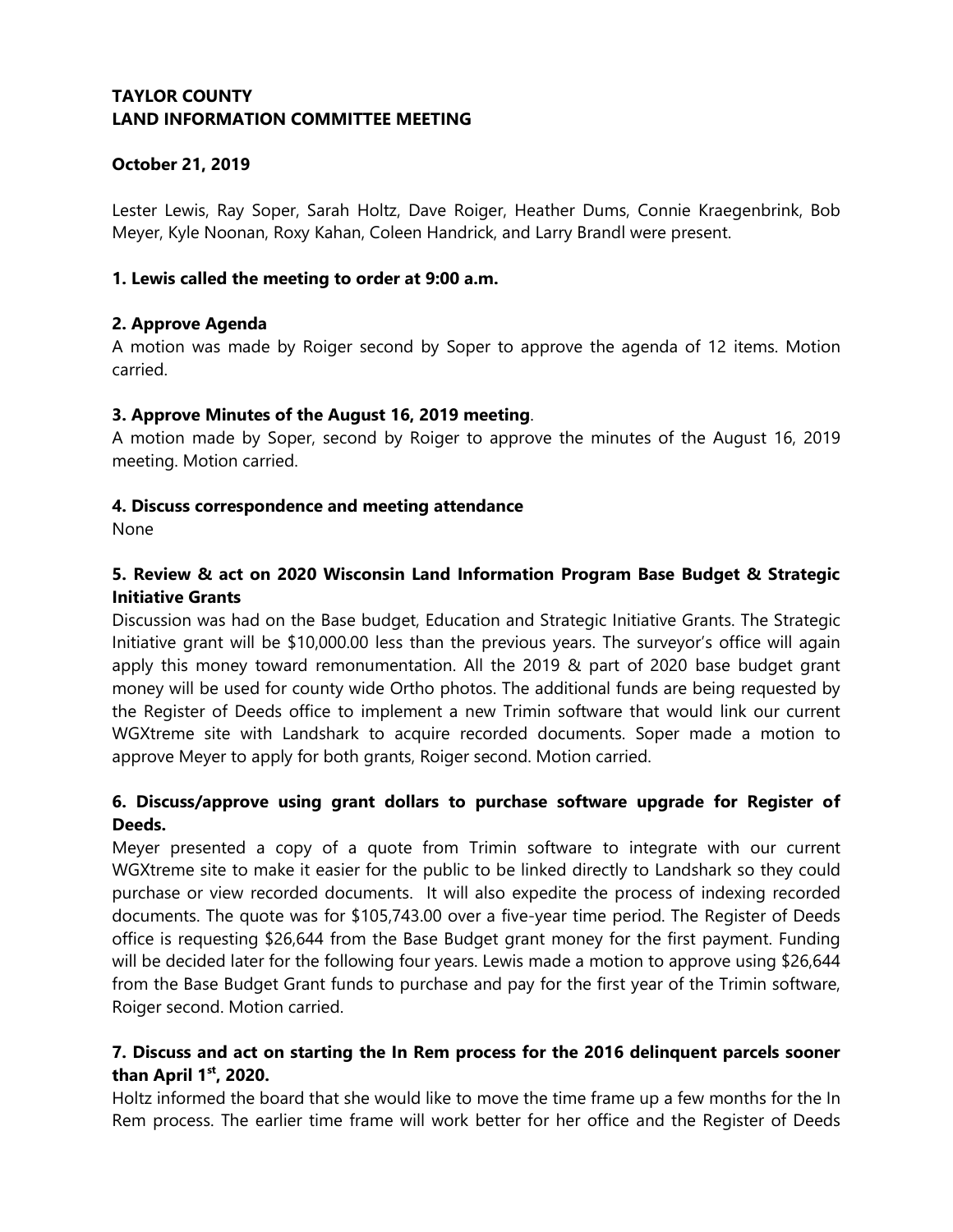**TAYLOR COUNTY**
**LAND INFORMATION COMMITTEE MEETING**

**October 21, 2019**

Lester Lewis, Ray Soper, Sarah Holtz, Dave Roiger, Heather Dums, Connie Kraegenbrink, Bob Meyer, Kyle Noonan, Roxy Kahan, Coleen Handrick, and Larry Brandl were present.

**1. Lewis called the meeting to order at 9:00 a.m.**

**2. Approve Agenda**

A motion was made by Roiger second by Soper to approve the agenda of 12 items. Motion carried.

**3. Approve Minutes of the August 16, 2019 meeting**.

A motion made by Soper, second by Roiger to approve the minutes of the August 16, 2019 meeting. Motion carried.

**4. Discuss correspondence and meeting attendance**

None

**5. Review & act on 2020 Wisconsin Land Information Program Base Budget & Strategic Initiative Grants**

Discussion was had on the Base budget, Education and Strategic Initiative Grants. The Strategic Initiative grant will be $10,000.00 less than the previous years. The surveyor's office will again apply this money toward remonumentation. All the 2019 & part of 2020 base budget grant money will be used for county wide Ortho photos. The additional funds are being requested by the Register of Deeds office to implement a new Trimin software that would link our current WGXtreme site with Landshark to acquire recorded documents. Soper made a motion to approve Meyer to apply for both grants, Roiger second. Motion carried.

**6. Discuss/approve using grant dollars to purchase software upgrade for Register of Deeds.**

Meyer presented a copy of a quote from Trimin software to integrate with our current WGXtreme site to make it easier for the public to be linked directly to Landshark so they could purchase or view recorded documents. It will also expedite the process of indexing recorded documents. The quote was for $105,743.00 over a five-year time period. The Register of Deeds office is requesting $26,644 from the Base Budget grant money for the first payment. Funding will be decided later for the following four years. Lewis made a motion to approve using $26,644 from the Base Budget Grant funds to purchase and pay for the first year of the Trimin software, Roiger second. Motion carried.

**7. Discuss and act on starting the In Rem process for the 2016 delinquent parcels sooner than April 1st, 2020.**

Holtz informed the board that she would like to move the time frame up a few months for the In Rem process. The earlier time frame will work better for her office and the Register of Deeds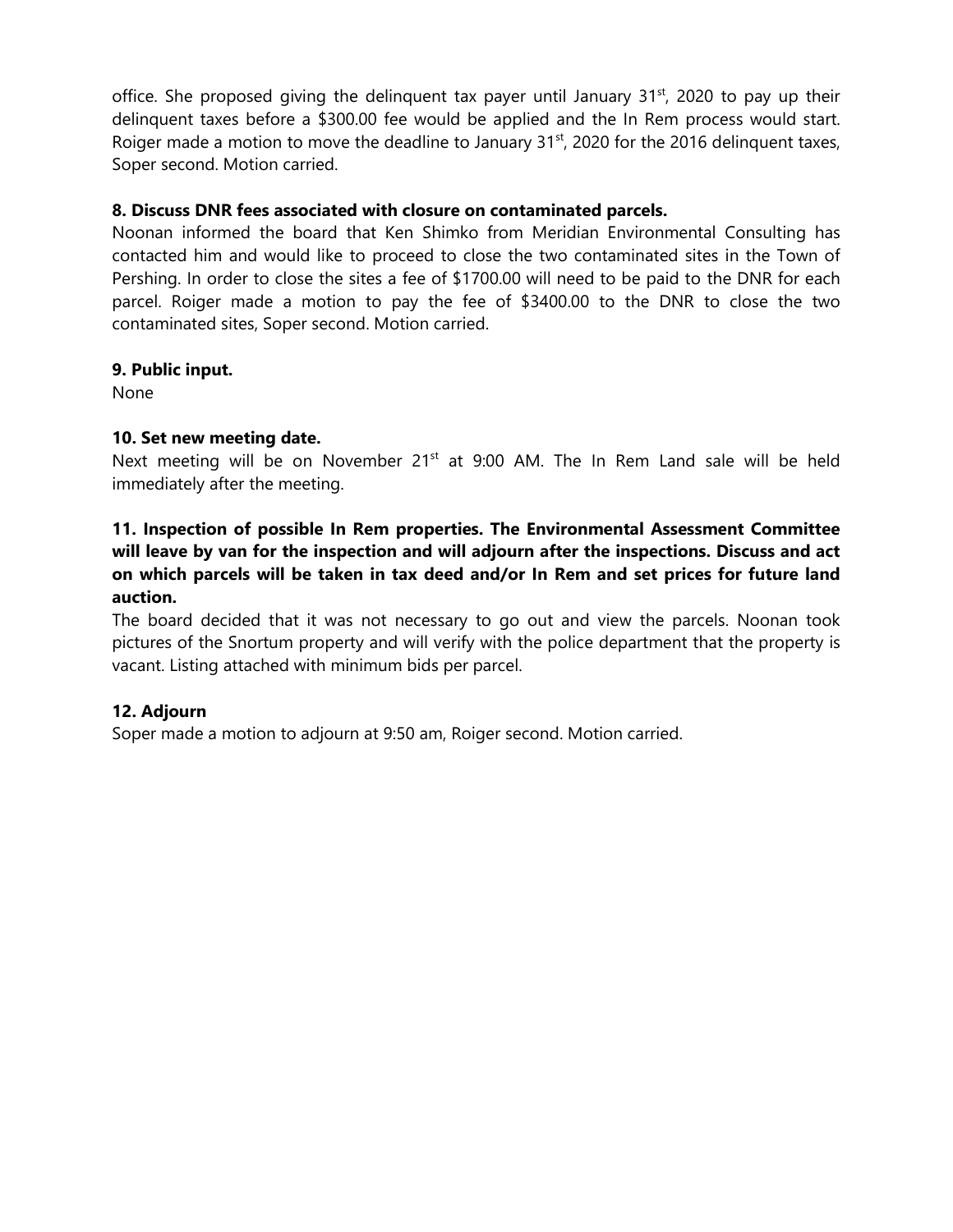office. She proposed giving the delinquent tax payer until January 31st, 2020 to pay up their delinquent taxes before a $300.00 fee would be applied and the In Rem process would start. Roiger made a motion to move the deadline to January 31st, 2020 for the 2016 delinquent taxes, Soper second. Motion carried.

**8. Discuss DNR fees associated with closure on contaminated parcels.**

Noonan informed the board that Ken Shimko from Meridian Environmental Consulting has contacted him and would like to proceed to close the two contaminated sites in the Town of Pershing. In order to close the sites a fee of $1700.00 will need to be paid to the DNR for each parcel. Roiger made a motion to pay the fee of $3400.00 to the DNR to close the two contaminated sites, Soper second. Motion carried.

**9. Public input.**

None

**10. Set new meeting date.**

Next meeting will be on November 21st at 9:00 AM. The In Rem Land sale will be held immediately after the meeting.

**11. Inspection of possible In Rem properties. The Environmental Assessment Committee will leave by van for the inspection and will adjourn after the inspections. Discuss and act on which parcels will be taken in tax deed and/or In Rem and set prices for future land auction.**

The board decided that it was not necessary to go out and view the parcels. Noonan took pictures of the Snortum property and will verify with the police department that the property is vacant. Listing attached with minimum bids per parcel.

**12. Adjourn**

Soper made a motion to adjourn at 9:50 am, Roiger second. Motion carried.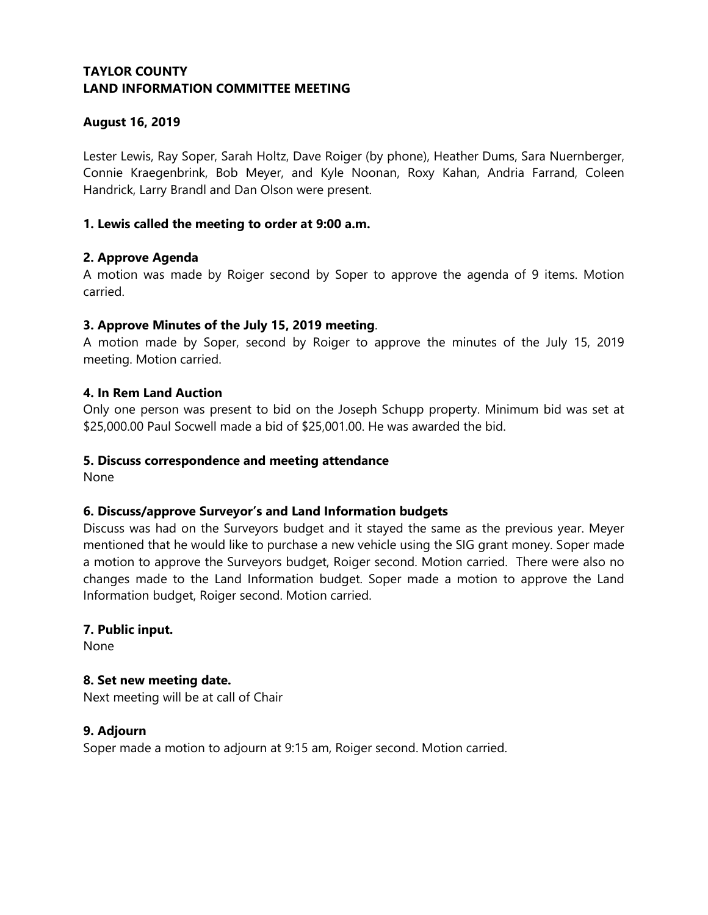**TAYLOR COUNTY**
**LAND INFORMATION COMMITTEE MEETING**

**August 16, 2019**

Lester Lewis, Ray Soper, Sarah Holtz, Dave Roiger (by phone), Heather Dums, Sara Nuernberger, Connie Kraegenbrink, Bob Meyer, and Kyle Noonan, Roxy Kahan, Andria Farrand, Coleen Handrick, Larry Brandl and Dan Olson were present.

**1. Lewis called the meeting to order at 9:00 a.m.**

**2. Approve Agenda**

A motion was made by Roiger second by Soper to approve the agenda of 9 items. Motion carried.

**3. Approve Minutes of the July 15, 2019 meeting**.

A motion made by Soper, second by Roiger to approve the minutes of the July 15, 2019 meeting. Motion carried.

**4. In Rem Land Auction**

Only one person was present to bid on the Joseph Schupp property. Minimum bid was set at $25,000.00 Paul Socwell made a bid of $25,001.00. He was awarded the bid.

**5. Discuss correspondence and meeting attendance**

None

**6. Discuss/approve Surveyor's and Land Information budgets**

Discuss was had on the Surveyors budget and it stayed the same as the previous year. Meyer mentioned that he would like to purchase a new vehicle using the SIG grant money. Soper made a motion to approve the Surveyors budget, Roiger second. Motion carried. There were also no changes made to the Land Information budget. Soper made a motion to approve the Land Information budget, Roiger second. Motion carried.

**7. Public input.**

None

**8. Set new meeting date.**

Next meeting will be at call of Chair

**9. Adjourn**

Soper made a motion to adjourn at 9:15 am, Roiger second. Motion carried.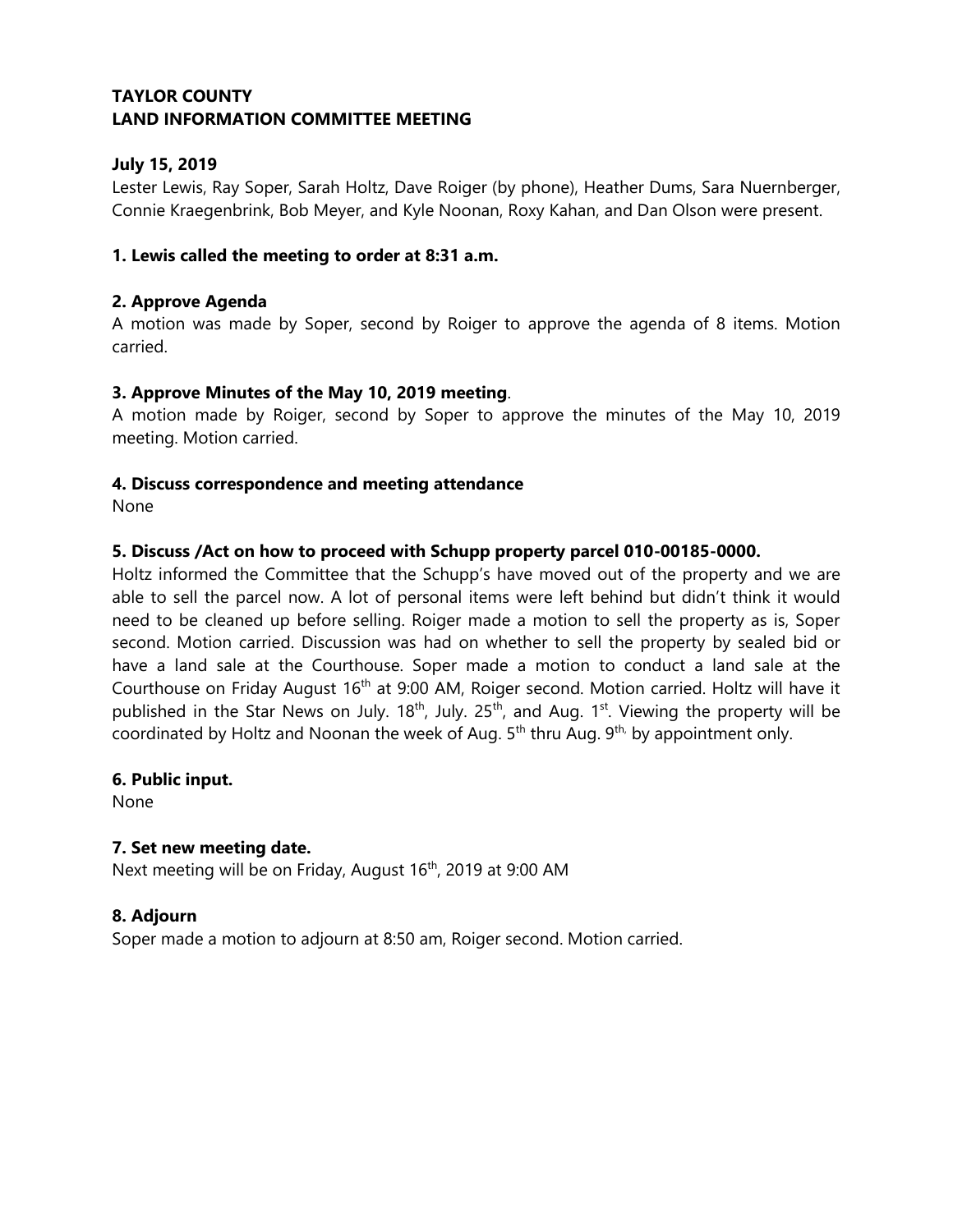**TAYLOR COUNTY**
**LAND INFORMATION COMMITTEE MEETING**

**July 15, 2019**

Lester Lewis, Ray Soper, Sarah Holtz, Dave Roiger (by phone), Heather Dums, Sara Nuernberger, Connie Kraegenbrink, Bob Meyer, and Kyle Noonan, Roxy Kahan, and Dan Olson were present.

**1. Lewis called the meeting to order at 8:31 a.m.**

**2. Approve Agenda**

A motion was made by Soper, second by Roiger to approve the agenda of 8 items. Motion carried.

**3. Approve Minutes of the May 10, 2019 meeting**.

A motion made by Roiger, second by Soper to approve the minutes of the May 10, 2019 meeting. Motion carried.

**4. Discuss correspondence and meeting attendance**

None

**5. Discuss /Act on how to proceed with Schupp property parcel 010-00185-0000.**

Holtz informed the Committee that the Schupp's have moved out of the property and we are able to sell the parcel now. A lot of personal items were left behind but didn't think it would need to be cleaned up before selling. Roiger made a motion to sell the property as is, Soper second. Motion carried. Discussion was had on whether to sell the property by sealed bid or have a land sale at the Courthouse. Soper made a motion to conduct a land sale at the Courthouse on Friday August 16th at 9:00 AM, Roiger second. Motion carried. Holtz will have it published in the Star News on July. 18th, July. 25th, and Aug. 1st. Viewing the property will be coordinated by Holtz and Noonan the week of Aug. 5th thru Aug. 9th, by appointment only.

**6. Public input.**

None

**7. Set new meeting date.**

Next meeting will be on Friday, August 16th, 2019 at 9:00 AM

**8. Adjourn**

Soper made a motion to adjourn at 8:50 am, Roiger second. Motion carried.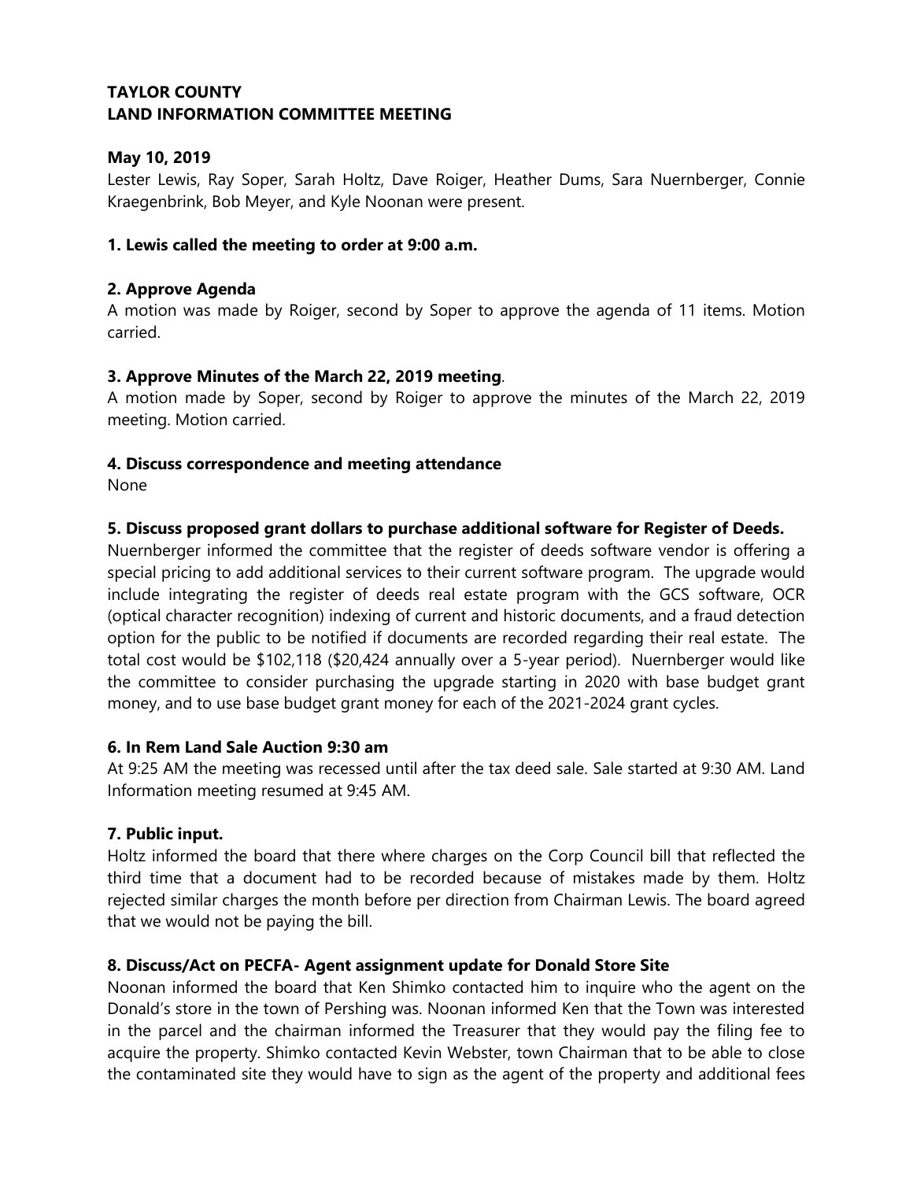**TAYLOR COUNTY**
**LAND INFORMATION COMMITTEE MEETING**

**May 10, 2019**

Lester Lewis, Ray Soper, Sarah Holtz, Dave Roiger, Heather Dums, Sara Nuernberger, Connie Kraegenbrink, Bob Meyer, and Kyle Noonan were present.

**1. Lewis called the meeting to order at 9:00 a.m.**

**2. Approve Agenda**

A motion was made by Roiger, second by Soper to approve the agenda of 11 items. Motion carried.

**3. Approve Minutes of the March 22, 2019 meeting**.

A motion made by Soper, second by Roiger to approve the minutes of the March 22, 2019 meeting. Motion carried.

**4. Discuss correspondence and meeting attendance**

None

**5. Discuss proposed grant dollars to purchase additional software for Register of Deeds.**

Nuernberger informed the committee that the register of deeds software vendor is offering a special pricing to add additional services to their current software program. The upgrade would include integrating the register of deeds real estate program with the GCS software, OCR (optical character recognition) indexing of current and historic documents, and a fraud detection option for the public to be notified if documents are recorded regarding their real estate. The total cost would be $102,118 ($20,424 annually over a 5-year period). Nuernberger would like the committee to consider purchasing the upgrade starting in 2020 with base budget grant money, and to use base budget grant money for each of the 2021-2024 grant cycles.

**6. In Rem Land Sale Auction 9:30 am**

At 9:25 AM the meeting was recessed until after the tax deed sale. Sale started at 9:30 AM. Land Information meeting resumed at 9:45 AM.

**7. Public input.**

Holtz informed the board that there where charges on the Corp Council bill that reflected the third time that a document had to be recorded because of mistakes made by them. Holtz rejected similar charges the month before per direction from Chairman Lewis. The board agreed that we would not be paying the bill.

**8. Discuss/Act on PECFA- Agent assignment update for Donald Store Site**

Noonan informed the board that Ken Shimko contacted him to inquire who the agent on the Donald's store in the town of Pershing was. Noonan informed Ken that the Town was interested in the parcel and the chairman informed the Treasurer that they would pay the filing fee to acquire the property. Shimko contacted Kevin Webster, town Chairman that to be able to close the contaminated site they would have to sign as the agent of the property and additional fees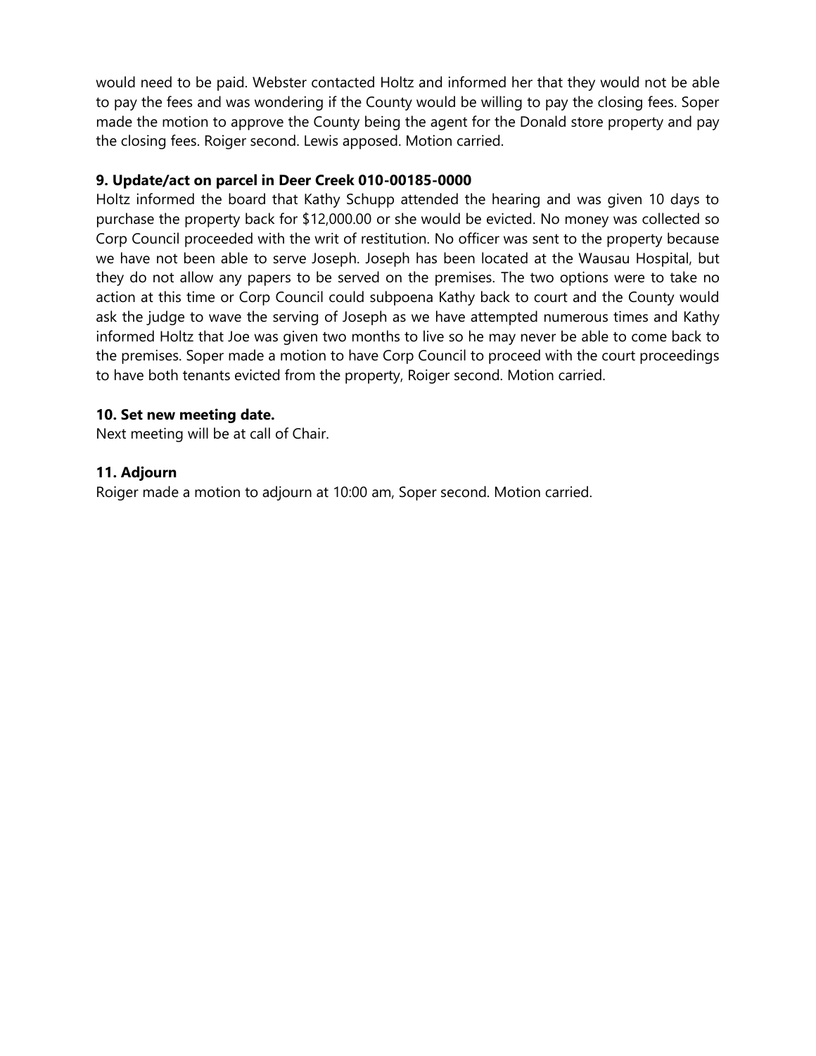would need to be paid. Webster contacted Holtz and informed her that they would not be able to pay the fees and was wondering if the County would be willing to pay the closing fees. Soper made the motion to approve the County being the agent for the Donald store property and pay the closing fees. Roiger second. Lewis apposed. Motion carried.

**9. Update/act on parcel in Deer Creek 010-00185-0000**

Holtz informed the board that Kathy Schupp attended the hearing and was given 10 days to purchase the property back for $12,000.00 or she would be evicted. No money was collected so Corp Council proceeded with the writ of restitution. No officer was sent to the property because we have not been able to serve Joseph. Joseph has been located at the Wausau Hospital, but they do not allow any papers to be served on the premises. The two options were to take no action at this time or Corp Council could subpoena Kathy back to court and the County would ask the judge to wave the serving of Joseph as we have attempted numerous times and Kathy informed Holtz that Joe was given two months to live so he may never be able to come back to the premises. Soper made a motion to have Corp Council to proceed with the court proceedings to have both tenants evicted from the property, Roiger second. Motion carried.

**10. Set new meeting date.**

Next meeting will be at call of Chair.

**11. Adjourn**

Roiger made a motion to adjourn at 10:00 am, Soper second. Motion carried.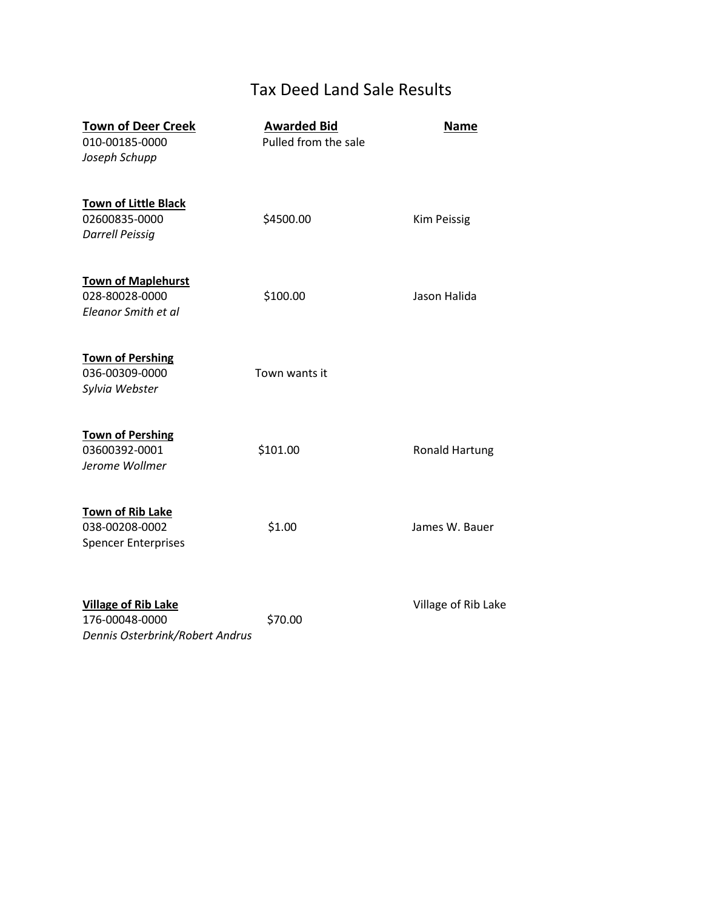# Tax Deed Land Sale Results

| Town of Deer Creek | Awarded Bid | Name |
| --- | --- | --- |
| 010-00185-0000<br>*Joseph Schupp* | Pulled from the sale | |
| **Town of Little Black**<br>02600835-0000<br>*Darrell Peissig* | $4500.00 | Kim Peissig |
| **Town of Maplehurst**<br>028-80028-0000<br>*Eleanor Smith et al* | $100.00 | Jason Halida |
| **Town of Pershing**<br>036-00309-0000<br>*Sylvia Webster* | Town wants it | |
| **Town of Pershing**<br>03600392-0001<br>*Jerome Wollmer* | $101.00 | Ronald Hartung |
| **Town of Rib Lake**<br>038-00208-0002<br>Spencer Enterprises | $1.00 | James W. Bauer |
| **Village of Rib Lake**<br>176-00048-0000<br>*Dennis Osterbrink/Robert Andrus* | $70.00 | Village of Rib Lake |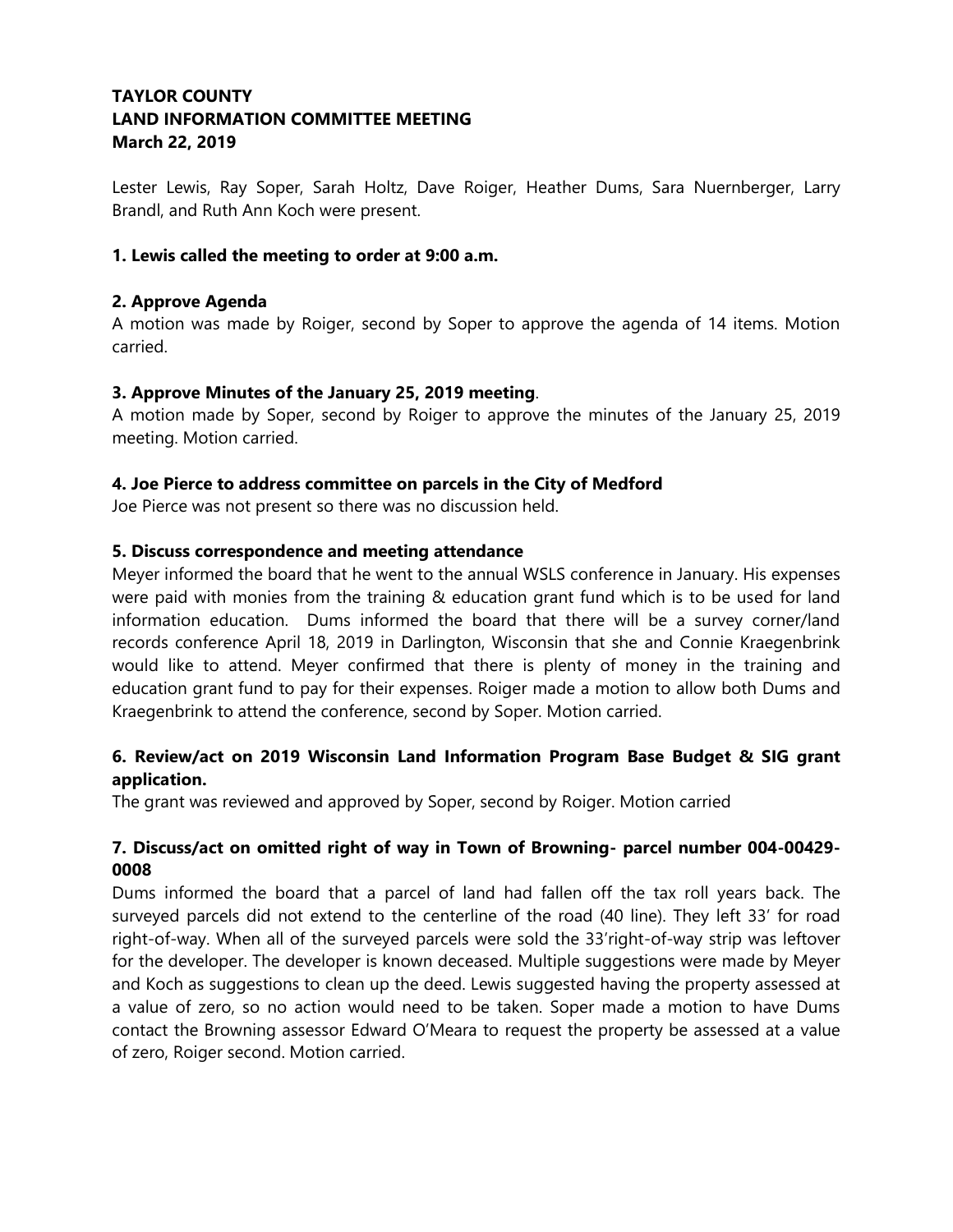**TAYLOR COUNTY**
**LAND INFORMATION COMMITTEE MEETING**
**March 22, 2019**

Lester Lewis, Ray Soper, Sarah Holtz, Dave Roiger, Heather Dums, Sara Nuernberger, Larry Brandl, and Ruth Ann Koch were present.

**1. Lewis called the meeting to order at 9:00 a.m.**

**2. Approve Agenda**

A motion was made by Roiger, second by Soper to approve the agenda of 14 items. Motion carried.

**3. Approve Minutes of the January 25, 2019 meeting**.

A motion made by Soper, second by Roiger to approve the minutes of the January 25, 2019 meeting. Motion carried.

**4. Joe Pierce to address committee on parcels in the City of Medford**

Joe Pierce was not present so there was no discussion held.

**5. Discuss correspondence and meeting attendance**

Meyer informed the board that he went to the annual WSLS conference in January. His expenses were paid with monies from the training & education grant fund which is to be used for land information education. Dums informed the board that there will be a survey corner/land records conference April 18, 2019 in Darlington, Wisconsin that she and Connie Kraegenbrink would like to attend. Meyer confirmed that there is plenty of money in the training and education grant fund to pay for their expenses. Roiger made a motion to allow both Dums and Kraegenbrink to attend the conference, second by Soper. Motion carried.

**6. Review/act on 2019 Wisconsin Land Information Program Base Budget & SIG grant application.**

The grant was reviewed and approved by Soper, second by Roiger. Motion carried

**7. Discuss/act on omitted right of way in Town of Browning- parcel number 004-00429-0008**

Dums informed the board that a parcel of land had fallen off the tax roll years back. The surveyed parcels did not extend to the centerline of the road (40 line). They left 33' for road right-of-way. When all of the surveyed parcels were sold the 33'right-of-way strip was leftover for the developer. The developer is known deceased. Multiple suggestions were made by Meyer and Koch as suggestions to clean up the deed. Lewis suggested having the property assessed at a value of zero, so no action would need to be taken. Soper made a motion to have Dums contact the Browning assessor Edward O'Meara to request the property be assessed at a value of zero, Roiger second. Motion carried.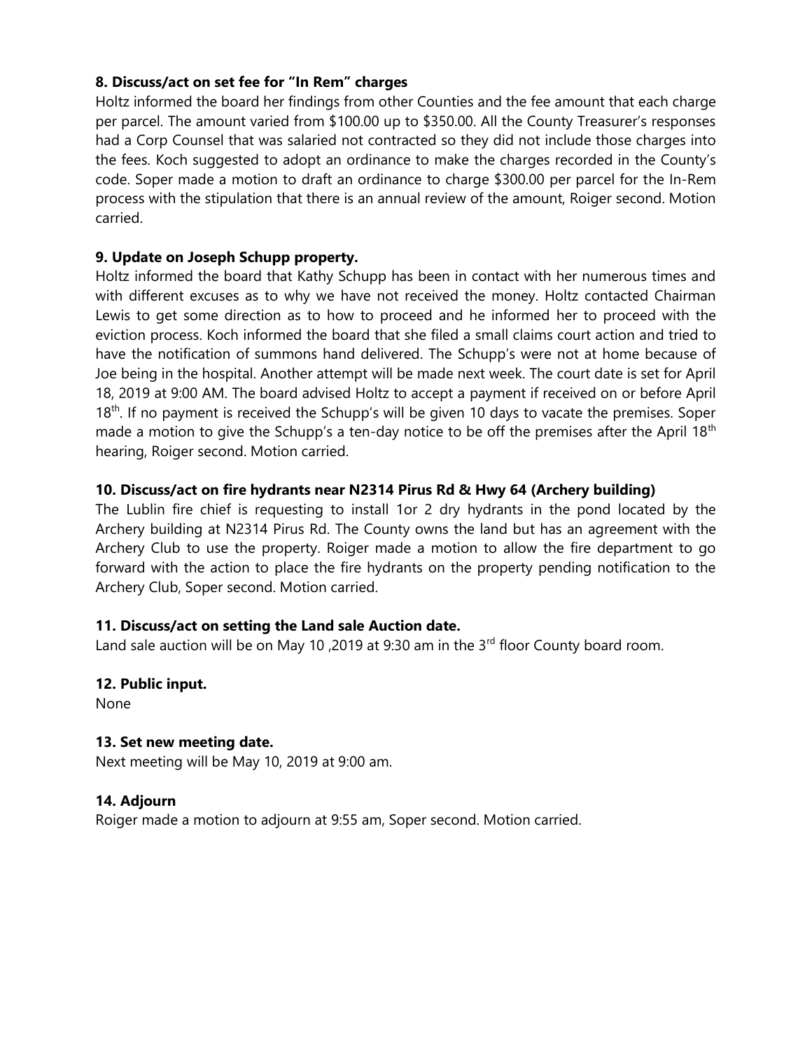**8. Discuss/act on set fee for "In Rem" charges**

Holtz informed the board her findings from other Counties and the fee amount that each charge per parcel. The amount varied from $100.00 up to $350.00. All the County Treasurer's responses had a Corp Counsel that was salaried not contracted so they did not include those charges into the fees. Koch suggested to adopt an ordinance to make the charges recorded in the County's code. Soper made a motion to draft an ordinance to charge $300.00 per parcel for the In-Rem process with the stipulation that there is an annual review of the amount, Roiger second. Motion carried.

**9. Update on Joseph Schupp property.**

Holtz informed the board that Kathy Schupp has been in contact with her numerous times and with different excuses as to why we have not received the money. Holtz contacted Chairman Lewis to get some direction as to how to proceed and he informed her to proceed with the eviction process. Koch informed the board that she filed a small claims court action and tried to have the notification of summons hand delivered. The Schupp's were not at home because of Joe being in the hospital. Another attempt will be made next week. The court date is set for April 18, 2019 at 9:00 AM. The board advised Holtz to accept a payment if received on or before April 18th. If no payment is received the Schupp's will be given 10 days to vacate the premises. Soper made a motion to give the Schupp's a ten-day notice to be off the premises after the April 18th hearing, Roiger second. Motion carried.

**10. Discuss/act on fire hydrants near N2314 Pirus Rd & Hwy 64 (Archery building)**

The Lublin fire chief is requesting to install 1or 2 dry hydrants in the pond located by the Archery building at N2314 Pirus Rd. The County owns the land but has an agreement with the Archery Club to use the property. Roiger made a motion to allow the fire department to go forward with the action to place the fire hydrants on the property pending notification to the Archery Club, Soper second. Motion carried.

**11. Discuss/act on setting the Land sale Auction date.**

Land sale auction will be on May 10 ,2019 at 9:30 am in the 3rd floor County board room.

**12. Public input.**

None

**13. Set new meeting date.**

Next meeting will be May 10, 2019 at 9:00 am.

**14. Adjourn**

Roiger made a motion to adjourn at 9:55 am, Soper second. Motion carried.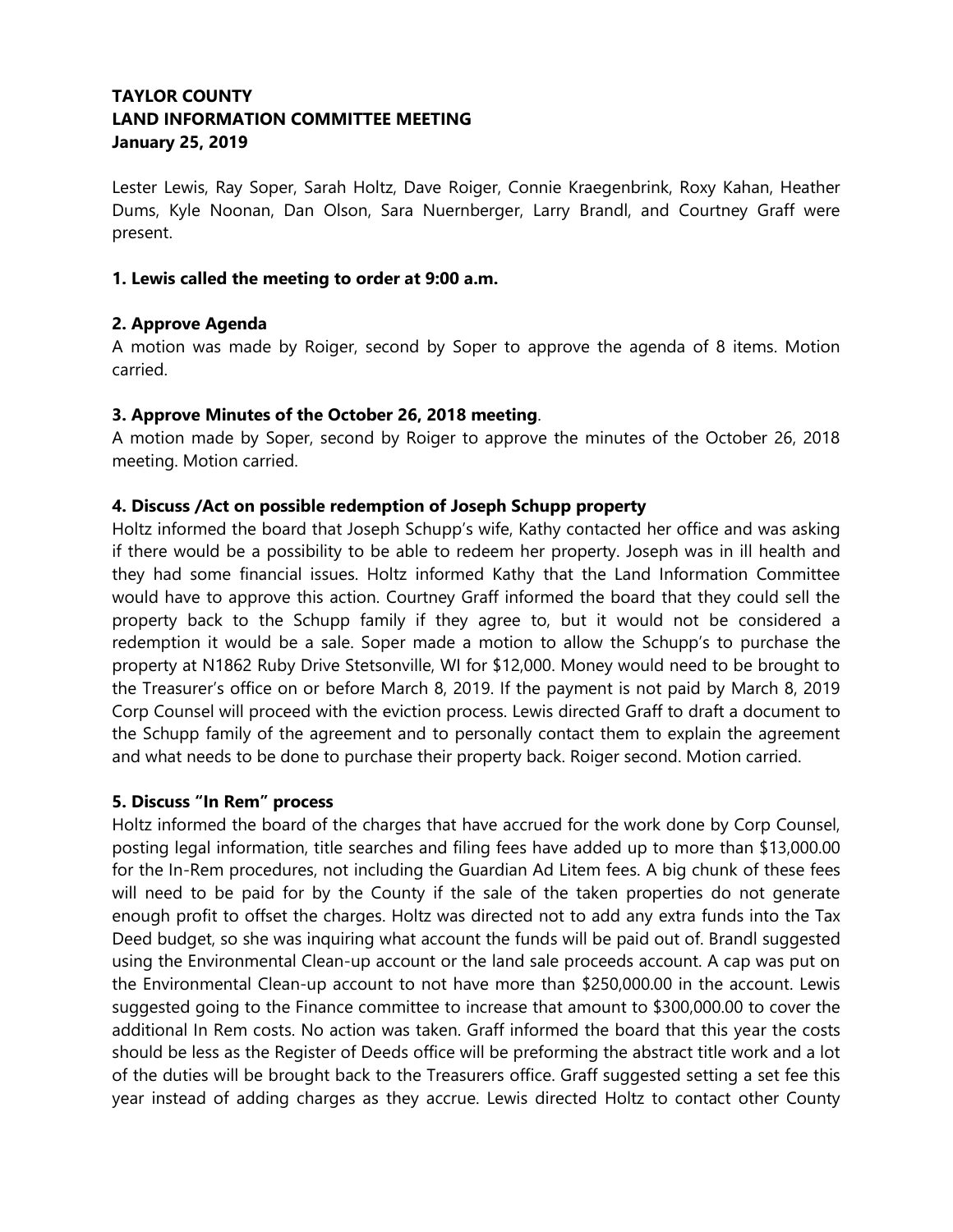**TAYLOR COUNTY**
**LAND INFORMATION COMMITTEE MEETING**
**January 25, 2019**

Lester Lewis, Ray Soper, Sarah Holtz, Dave Roiger, Connie Kraegenbrink, Roxy Kahan, Heather Dums, Kyle Noonan, Dan Olson, Sara Nuernberger, Larry Brandl, and Courtney Graff were present.

**1. Lewis called the meeting to order at 9:00 a.m.**

**2. Approve Agenda**

A motion was made by Roiger, second by Soper to approve the agenda of 8 items. Motion carried.

**3. Approve Minutes of the October 26, 2018 meeting**.

A motion made by Soper, second by Roiger to approve the minutes of the October 26, 2018 meeting. Motion carried.

**4. Discuss /Act on possible redemption of Joseph Schupp property**

Holtz informed the board that Joseph Schupp's wife, Kathy contacted her office and was asking if there would be a possibility to be able to redeem her property. Joseph was in ill health and they had some financial issues. Holtz informed Kathy that the Land Information Committee would have to approve this action. Courtney Graff informed the board that they could sell the property back to the Schupp family if they agree to, but it would not be considered a redemption it would be a sale. Soper made a motion to allow the Schupp's to purchase the property at N1862 Ruby Drive Stetsonville, WI for $12,000. Money would need to be brought to the Treasurer's office on or before March 8, 2019. If the payment is not paid by March 8, 2019 Corp Counsel will proceed with the eviction process. Lewis directed Graff to draft a document to the Schupp family of the agreement and to personally contact them to explain the agreement and what needs to be done to purchase their property back. Roiger second. Motion carried.

**5. Discuss "In Rem" process**

Holtz informed the board of the charges that have accrued for the work done by Corp Counsel, posting legal information, title searches and filing fees have added up to more than $13,000.00 for the In-Rem procedures, not including the Guardian Ad Litem fees. A big chunk of these fees will need to be paid for by the County if the sale of the taken properties do not generate enough profit to offset the charges. Holtz was directed not to add any extra funds into the Tax Deed budget, so she was inquiring what account the funds will be paid out of. Brandl suggested using the Environmental Clean-up account or the land sale proceeds account. A cap was put on the Environmental Clean-up account to not have more than $250,000.00 in the account. Lewis suggested going to the Finance committee to increase that amount to $300,000.00 to cover the additional In Rem costs. No action was taken. Graff informed the board that this year the costs should be less as the Register of Deeds office will be preforming the abstract title work and a lot of the duties will be brought back to the Treasurers office. Graff suggested setting a set fee this year instead of adding charges as they accrue. Lewis directed Holtz to contact other County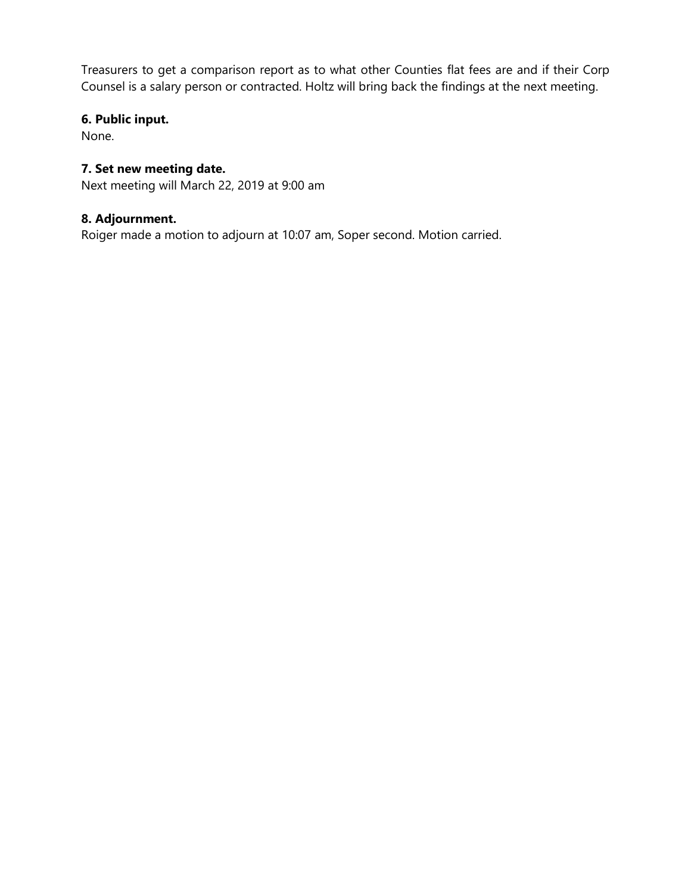Treasurers to get a comparison report as to what other Counties flat fees are and if their Corp Counsel is a salary person or contracted. Holtz will bring back the findings at the next meeting.

**6. Public input.**
None.

**7. Set new meeting date.**
Next meeting will March 22, 2019 at 9:00 am

**8. Adjournment.**
Roiger made a motion to adjourn at 10:07 am, Soper second. Motion carried.